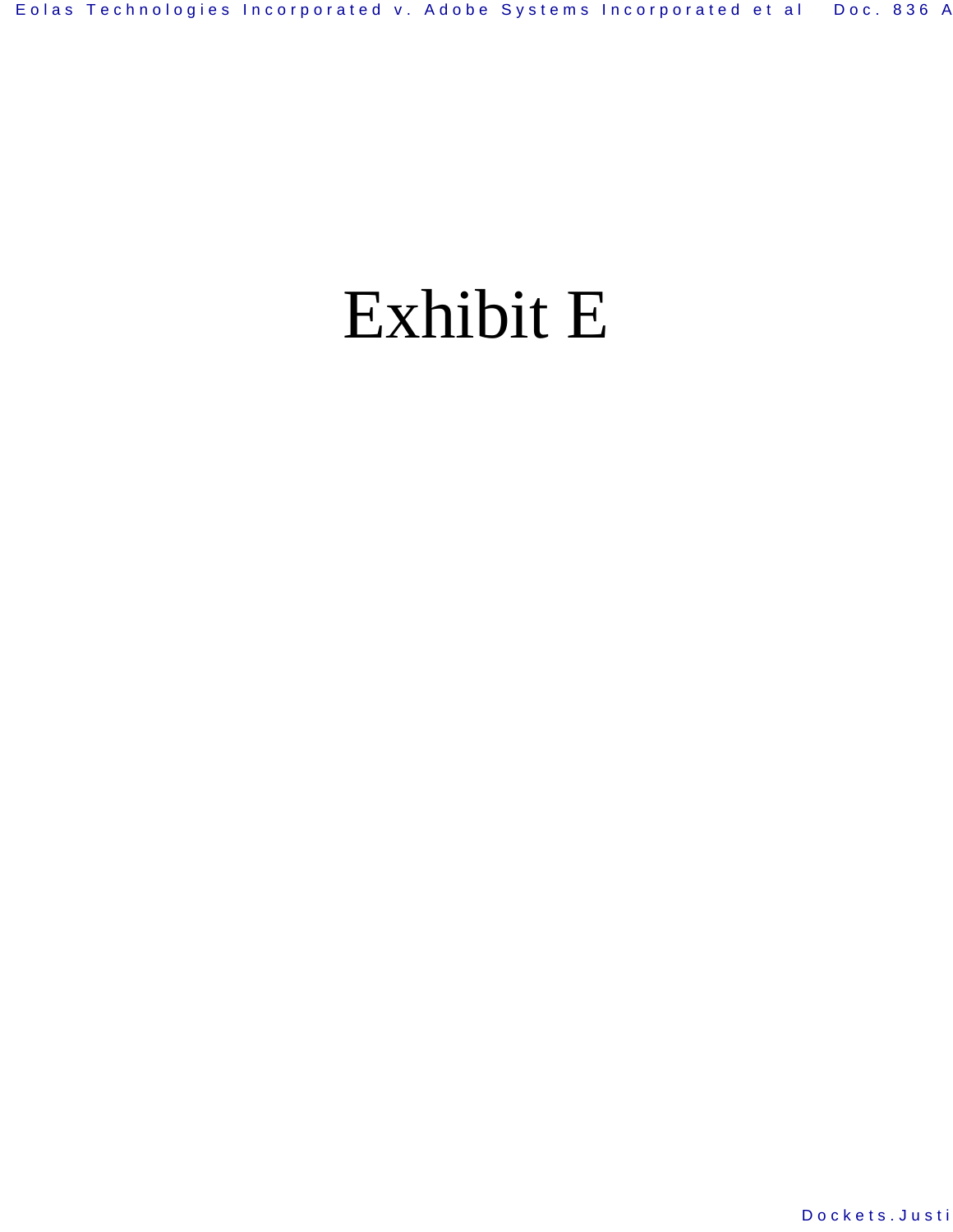# Exhibit E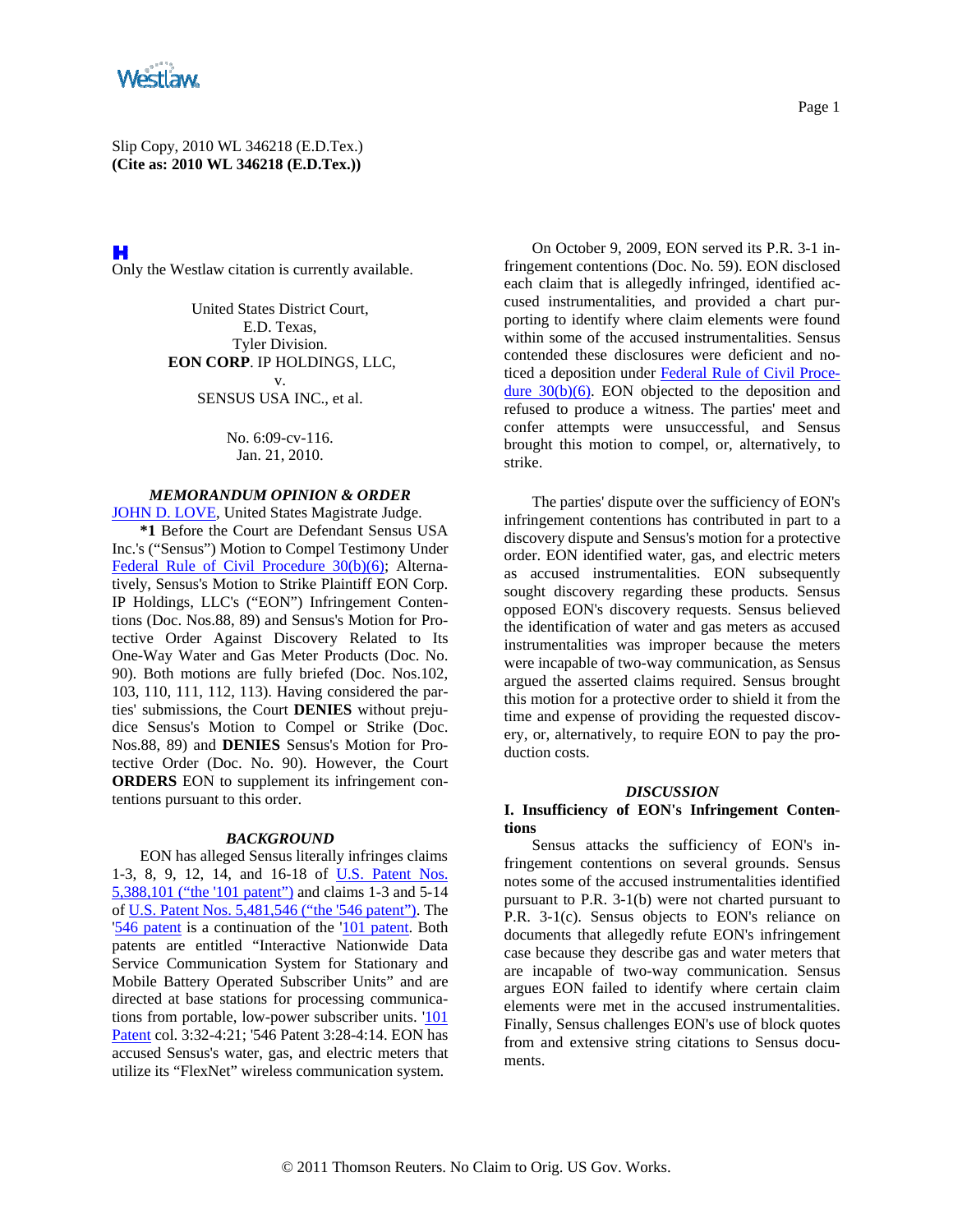Slip Copy, 2010 WL 346218 (E.D.Tex.)
**(Cite as: 2010 WL 346218 (E.D.Tex.))**

Only the Westlaw citation is currently available.

United States District Court,
E.D. Texas,
Tyler Division.
**EON CORP**. IP HOLDINGS, LLC,
v.
SENSUS USA INC., et al.

No. 6:09-cv-116.
Jan. 21, 2010.

### *MEMORANDUM OPINION & ORDER*

JOHN D. LOVE, United States Magistrate Judge.

**\*1** Before the Court are Defendant Sensus USA Inc.'s ("Sensus") Motion to Compel Testimony Under Federal Rule of Civil Procedure 30(b)(6); Alternatively, Sensus's Motion to Strike Plaintiff EON Corp. IP Holdings, LLC's ("EON") Infringement Contentions (Doc. Nos.88, 89) and Sensus's Motion for Protective Order Against Discovery Related to Its One-Way Water and Gas Meter Products (Doc. No. 90). Both motions are fully briefed (Doc. Nos.102, 103, 110, 111, 112, 113). Having considered the parties' submissions, the Court **DENIES** without prejudice Sensus's Motion to Compel or Strike (Doc. Nos.88, 89) and **DENIES** Sensus's Motion for Protective Order (Doc. No. 90). However, the Court **ORDERS** EON to supplement its infringement contentions pursuant to this order.

### *BACKGROUND*

EON has alleged Sensus literally infringes claims 1-3, 8, 9, 12, 14, and 16-18 of U.S. Patent Nos. 5,388,101 ("the '101 patent") and claims 1-3 and 5-14 of U.S. Patent Nos. 5,481,546 ("the '546 patent"). The '546 patent is a continuation of the '101 patent. Both patents are entitled "Interactive Nationwide Data Service Communication System for Stationary and Mobile Battery Operated Subscriber Units" and are directed at base stations for processing communications from portable, low-power subscriber units. '101 Patent col. 3:32-4:21; '546 Patent 3:28-4:14. EON has accused Sensus's water, gas, and electric meters that utilize its "FlexNet" wireless communication system.

On October 9, 2009, EON served its P.R. 3-1 infringement contentions (Doc. No. 59). EON disclosed each claim that is allegedly infringed, identified accused instrumentalities, and provided a chart purporting to identify where claim elements were found within some of the accused instrumentalities. Sensus contended these disclosures were deficient and noticed a deposition under Federal Rule of Civil Procedure 30(b)(6). EON objected to the deposition and refused to produce a witness. The parties' meet and confer attempts were unsuccessful, and Sensus brought this motion to compel, or, alternatively, to strike.

The parties' dispute over the sufficiency of EON's infringement contentions has contributed in part to a discovery dispute and Sensus's motion for a protective order. EON identified water, gas, and electric meters as accused instrumentalities. EON subsequently sought discovery regarding these products. Sensus opposed EON's discovery requests. Sensus believed the identification of water and gas meters as accused instrumentalities was improper because the meters were incapable of two-way communication, as Sensus argued the asserted claims required. Sensus brought this motion for a protective order to shield it from the time and expense of providing the requested discovery, or, alternatively, to require EON to pay the production costs.

### *DISCUSSION*

#### I. Insufficiency of EON's Infringement Contentions

Sensus attacks the sufficiency of EON's infringement contentions on several grounds. Sensus notes some of the accused instrumentalities identified pursuant to P.R. 3-1(b) were not charted pursuant to P.R. 3-1(c). Sensus objects to EON's reliance on documents that allegedly refute EON's infringement case because they describe gas and water meters that are incapable of two-way communication. Sensus argues EON failed to identify where certain claim elements were met in the accused instrumentalities. Finally, Sensus challenges EON's use of block quotes from and extensive string citations to Sensus documents.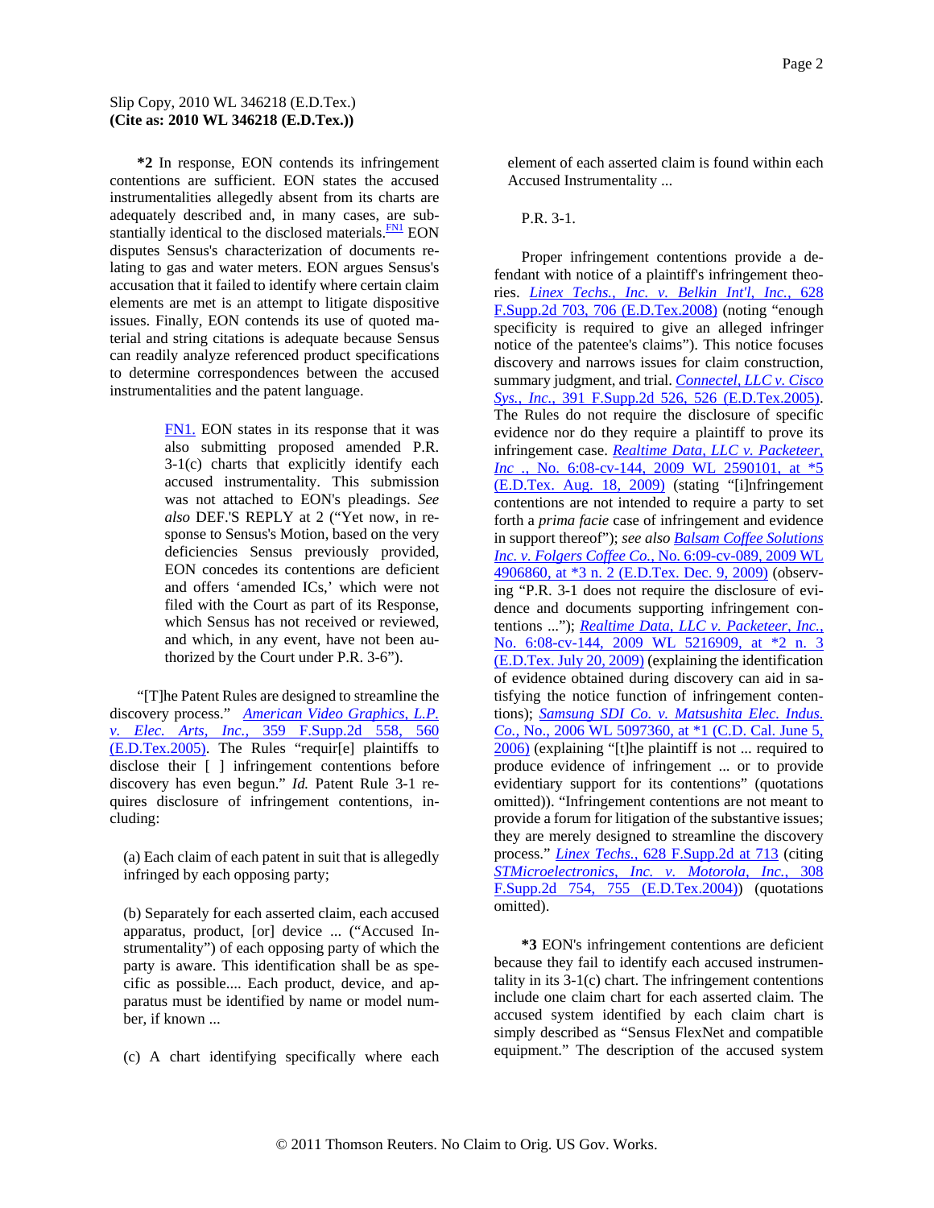**\*2** In response, EON contends its infringement contentions are sufficient. EON states the accused instrumentalities allegedly absent from its charts are adequately described and, in many cases, are substantially identical to the disclosed materials.[FN1] EON disputes Sensus's characterization of documents relating to gas and water meters. EON argues Sensus's accusation that it failed to identify where certain claim elements are met is an attempt to litigate dispositive issues. Finally, EON contends its use of quoted material and string citations is adequate because Sensus can readily analyze referenced product specifications to determine correspondences between the accused instrumentalities and the patent language.

> FN1. EON states in its response that it was also submitting proposed amended P.R. 3-1(c) charts that explicitly identify each accused instrumentality. This submission was not attached to EON's pleadings. *See also* DEF.'S REPLY at 2 ("Yet now, in response to Sensus's Motion, based on the very deficiencies Sensus previously provided, EON concedes its contentions are deficient and offers 'amended ICs,' which were not filed with the Court as part of its Response, which Sensus has not received or reviewed, and which, in any event, have not been authorized by the Court under P.R. 3-6").

"[T]he Patent Rules are designed to streamline the discovery process." *American Video Graphics, L.P. v. Elec. Arts, Inc.,* 359 F.Supp.2d 558, 560 (E.D.Tex.2005). The Rules "requir[e] plaintiffs to disclose their [ ] infringement contentions before discovery has even begun." *Id.* Patent Rule 3-1 requires disclosure of infringement contentions, including:

(a) Each claim of each patent in suit that is allegedly infringed by each opposing party;

(b) Separately for each asserted claim, each accused apparatus, product, [or] device ... ("Accused Instrumentality") of each opposing party of which the party is aware. This identification shall be as specific as possible.... Each product, device, and apparatus must be identified by name or model number, if known ...

(c) A chart identifying specifically where each element of each asserted claim is found within each Accused Instrumentality ...

P.R. 3-1.

Proper infringement contentions provide a defendant with notice of a plaintiff's infringement theories. *Linex Techs., Inc. v. Belkin Int'l, Inc.,* 628 F.Supp.2d 703, 706 (E.D.Tex.2008) (noting "enough specificity is required to give an alleged infringer notice of the patentee's claims"). This notice focuses discovery and narrows issues for claim construction, summary judgment, and trial. *Connectel, LLC v. Cisco Sys., Inc.,* 391 F.Supp.2d 526, 526 (E.D.Tex.2005). The Rules do not require the disclosure of specific evidence nor do they require a plaintiff to prove its infringement case. *Realtime Data, LLC v. Packeteer, Inc .,* No. 6:08-cv-144, 2009 WL 2590101, at \*5 (E.D.Tex. Aug. 18, 2009) (stating "[i]nfringement contentions are not intended to require a party to set forth a *prima facie* case of infringement and evidence in support thereof"); *see also* Balsam Coffee Solutions Inc. v. Folgers Coffee Co., No. 6:09-cv-089, 2009 WL 4906860, at \*3 n. 2 (E.D.Tex. Dec. 9, 2009) (observing "P.R. 3-1 does not require the disclosure of evidence and documents supporting infringement contentions ..."); *Realtime Data, LLC v. Packeteer, Inc.,* No. 6:08-cv-144, 2009 WL 5216909, at \*2 n. 3 (E.D.Tex. July 20, 2009) (explaining the identification of evidence obtained during discovery can aid in satisfying the notice function of infringement contentions); *Samsung SDI Co. v. Matsushita Elec. Indus. Co.,* No., 2006 WL 5097360, at \*1 (C.D. Cal. June 5, 2006) (explaining "[t]he plaintiff is not ... required to produce evidence of infringement ... or to provide evidentiary support for its contentions" (quotations omitted)). "Infringement contentions are not meant to provide a forum for litigation of the substantive issues; they are merely designed to streamline the discovery process." *Linex Techs.,* 628 F.Supp.2d at 713 (citing *STMicroelectronics, Inc. v. Motorola, Inc.,* 308 F.Supp.2d 754, 755 (E.D.Tex.2004)) (quotations omitted).

**\*3** EON's infringement contentions are deficient because they fail to identify each accused instrumentality in its 3-1(c) chart. The infringement contentions include one claim chart for each asserted claim. The accused system identified by each claim chart is simply described as "Sensus FlexNet and compatible equipment." The description of the accused system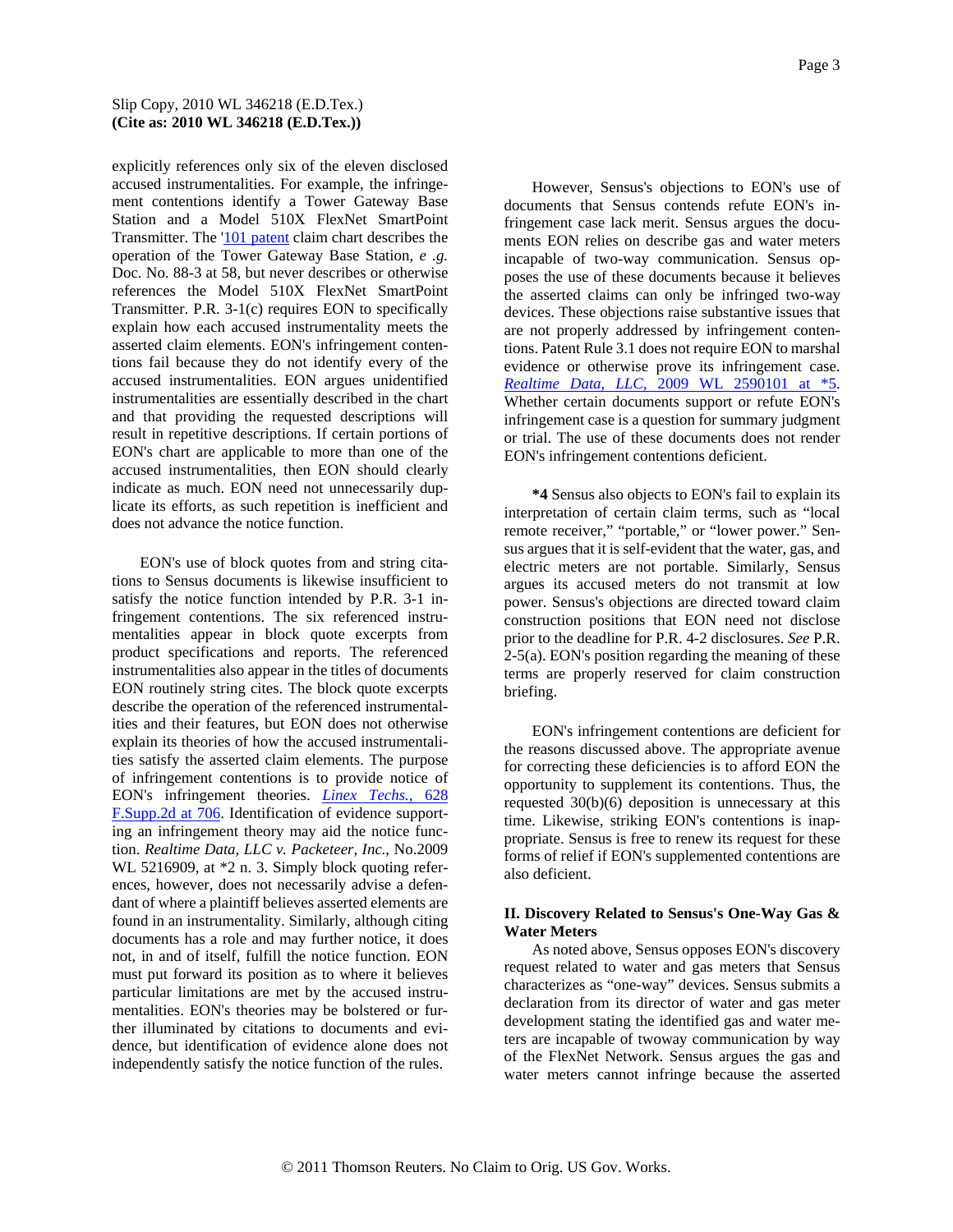explicitly references only six of the eleven disclosed accused instrumentalities. For example, the infringement contentions identify a Tower Gateway Base Station and a Model 510X FlexNet SmartPoint Transmitter. The '101 patent claim chart describes the operation of the Tower Gateway Base Station, *e .g.* Doc. No. 88-3 at 58, but never describes or otherwise references the Model 510X FlexNet SmartPoint Transmitter. P.R. 3-1(c) requires EON to specifically explain how each accused instrumentality meets the asserted claim elements. EON's infringement contentions fail because they do not identify every of the accused instrumentalities. EON argues unidentified instrumentalities are essentially described in the chart and that providing the requested descriptions will result in repetitive descriptions. If certain portions of EON's chart are applicable to more than one of the accused instrumentalities, then EON should clearly indicate as much. EON need not unnecessarily duplicate its efforts, as such repetition is inefficient and does not advance the notice function.

EON's use of block quotes from and string citations to Sensus documents is likewise insufficient to satisfy the notice function intended by P.R. 3-1 infringement contentions. The six referenced instrumentalities appear in block quote excerpts from product specifications and reports. The referenced instrumentalities also appear in the titles of documents EON routinely string cites. The block quote excerpts describe the operation of the referenced instrumentalities and their features, but EON does not otherwise explain its theories of how the accused instrumentalities satisfy the asserted claim elements. The purpose of infringement contentions is to provide notice of EON's infringement theories. *Linex Techs.,* 628 F.Supp.2d at 706. Identification of evidence supporting an infringement theory may aid the notice function. *Realtime Data, LLC v. Packeteer, Inc.,* No.2009 WL 5216909, at *2 n. 3. Simply block quoting references, however, does not necessarily advise a defendant of where a plaintiff believes asserted elements are found in an instrumentality. Similarly, although citing documents has a role and may further notice, it does not, in and of itself, fulfill the notice function. EON must put forward its position as to where it believes particular limitations are met by the accused instrumentalities. EON's theories may be bolstered or further illuminated by citations to documents and evidence, but identification of evidence alone does not independently satisfy the notice function of the rules.

However, Sensus's objections to EON's use of documents that Sensus contends refute EON's infringement case lack merit. Sensus argues the documents EON relies on describe gas and water meters incapable of two-way communication. Sensus opposes the use of these documents because it believes the asserted claims can only be infringed two-way devices. These objections raise substantive issues that are not properly addressed by infringement contentions. Patent Rule 3.1 does not require EON to marshal evidence or otherwise prove its infringement case. *Realtime Data, LLC,* 2009 WL 2590101 at *5. Whether certain documents support or refute EON's infringement case is a question for summary judgment or trial. The use of these documents does not render EON's infringement contentions deficient.

**\*4** Sensus also objects to EON's fail to explain its interpretation of certain claim terms, such as "local remote receiver," "portable," or "lower power." Sensus argues that it is self-evident that the water, gas, and electric meters are not portable. Similarly, Sensus argues its accused meters do not transmit at low power. Sensus's objections are directed toward claim construction positions that EON need not disclose prior to the deadline for P.R. 4-2 disclosures. *See* P.R. 2-5(a). EON's position regarding the meaning of these terms are properly reserved for claim construction briefing.

EON's infringement contentions are deficient for the reasons discussed above. The appropriate avenue for correcting these deficiencies is to afford EON the opportunity to supplement its contentions. Thus, the requested 30(b)(6) deposition is unnecessary at this time. Likewise, striking EON's contentions is inappropriate. Sensus is free to renew its request for these forms of relief if EON's supplemented contentions are also deficient.

**II. Discovery Related to Sensus's One-Way Gas & Water Meters**

As noted above, Sensus opposes EON's discovery request related to water and gas meters that Sensus characterizes as "one-way" devices. Sensus submits a declaration from its director of water and gas meter development stating the identified gas and water meters are incapable of twoway communication by way of the FlexNet Network. Sensus argues the gas and water meters cannot infringe because the asserted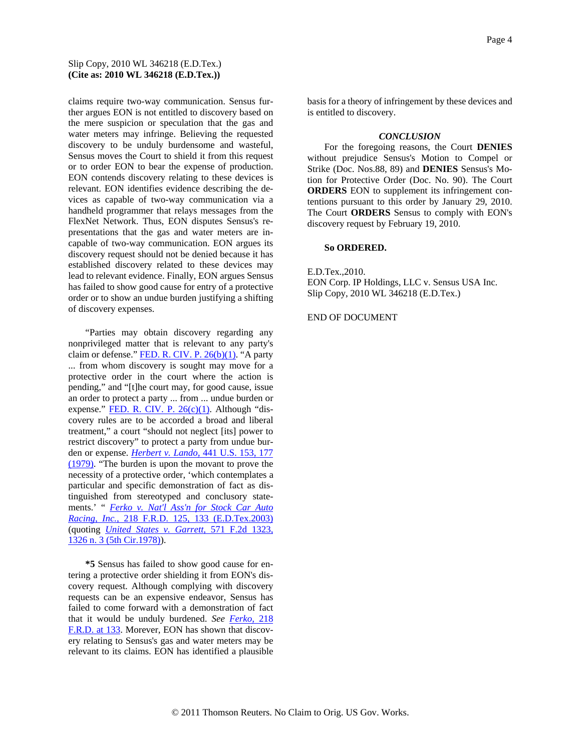claims require two-way communication. Sensus further argues EON is not entitled to discovery based on the mere suspicion or speculation that the gas and water meters may infringe. Believing the requested discovery to be unduly burdensome and wasteful, Sensus moves the Court to shield it from this request or to order EON to bear the expense of production. EON contends discovery relating to these devices is relevant. EON identifies evidence describing the devices as capable of two-way communication via a handheld programmer that relays messages from the FlexNet Network. Thus, EON disputes Sensus's representations that the gas and water meters are incapable of two-way communication. EON argues its discovery request should not be denied because it has established discovery related to these devices may lead to relevant evidence. Finally, EON argues Sensus has failed to show good cause for entry of a protective order or to show an undue burden justifying a shifting of discovery expenses.

"Parties may obtain discovery regarding any nonprivileged matter that is relevant to any party's claim or defense." FED. R. CIV. P. 26(b)(1). "A party ... from whom discovery is sought may move for a protective order in the court where the action is pending," and "[t]he court may, for good cause, issue an order to protect a party ... from ... undue burden or expense." FED. R. CIV. P. 26(c)(1). Although "discovery rules are to be accorded a broad and liberal treatment," a court "should not neglect [its] power to restrict discovery" to protect a party from undue burden or expense. *Herbert v. Lando,* 441 U.S. 153, 177 (1979). "The burden is upon the movant to prove the necessity of a protective order, 'which contemplates a particular and specific demonstration of fact as distinguished from stereotyped and conclusory statements.' " *Ferko v. Nat'l Ass'n for Stock Car Auto Racing, Inc.,* 218 F.R.D. 125, 133 (E.D.Tex.2003) (quoting *United States v. Garrett,* 571 F.2d 1323, 1326 n. 3 (5th Cir.1978)).

**\*5** Sensus has failed to show good cause for entering a protective order shielding it from EON's discovery request. Although complying with discovery requests can be an expensive endeavor, Sensus has failed to come forward with a demonstration of fact that it would be unduly burdened. *See Ferko,* 218 F.R.D. at 133. Morever, EON has shown that discovery relating to Sensus's gas and water meters may be relevant to its claims. EON has identified a plausible basis for a theory of infringement by these devices and is entitled to discovery.

## *CONCLUSION*

For the foregoing reasons, the Court **DENIES** without prejudice Sensus's Motion to Compel or Strike (Doc. Nos.88, 89) and **DENIES** Sensus's Motion for Protective Order (Doc. No. 90). The Court **ORDERS** EON to supplement its infringement contentions pursuant to this order by January 29, 2010. The Court **ORDERS** Sensus to comply with EON's discovery request by February 19, 2010.

**So ORDERED.**

E.D.Tex.,2010.
EON Corp. IP Holdings, LLC v. Sensus USA Inc.
Slip Copy, 2010 WL 346218 (E.D.Tex.)

END OF DOCUMENT